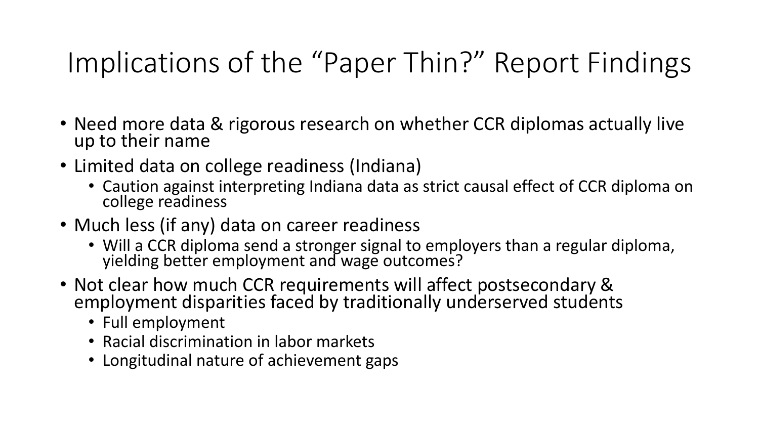# Implications of the “Paper Thin?” Report Findings

- Need more data & rigorous research on whether CCR diplomas actually live up to their name
- Limited data on college readiness (Indiana)
  - Caution against interpreting Indiana data as strict causal effect of CCR diploma on college readiness
- Much less (if any) data on career readiness
  - Will a CCR diploma send a stronger signal to employers than a regular diploma, yielding better employment and wage outcomes?
- Not clear how much CCR requirements will affect postsecondary & employment disparities faced by traditionally underserved students
  - Full employment
  - Racial discrimination in labor markets
  - Longitudinal nature of achievement gaps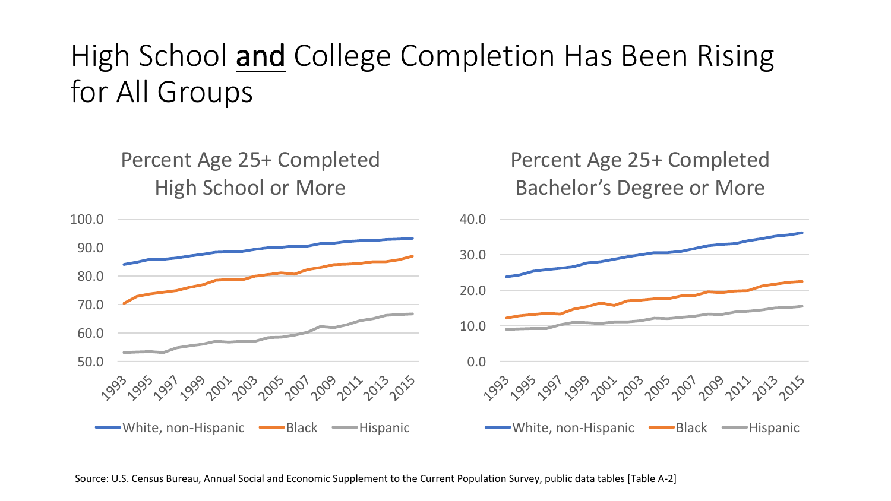# High School **and** College Completion Has Been Rising for All Groups

Percent Age 25+ Completed High School or More

Percent Age 25+ Completed Bachelor's Degree or More

Source: U.S. Census Bureau, Annual Social and Economic Supplement to the Current Population Survey, public data tables [Table A-2]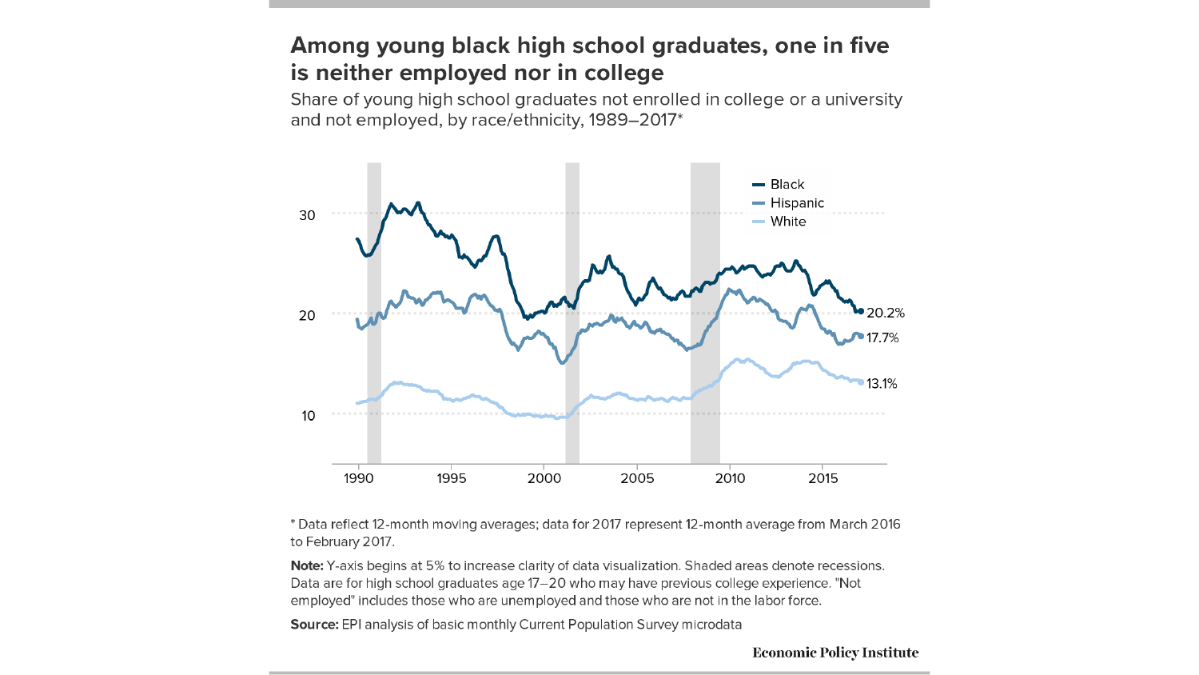## Among young black high school graduates, one in five is neither employed nor in college

Share of young high school graduates not enrolled in college or a university and not employed, by race/ethnicity, 1989–2017*

\* Data reflect 12-month moving averages; data for 2017 represent 12-month average from March 2016 to February 2017.

**Note:** Y-axis begins at 5% to increase clarity of data visualization. Shaded areas denote recessions. Data are for high school graduates age 17–20 who may have previous college experience. "Not employed" includes those who are unemployed and those who are not in the labor force.

**Source:** EPI analysis of basic monthly Current Population Survey microdata

Economic Policy Institute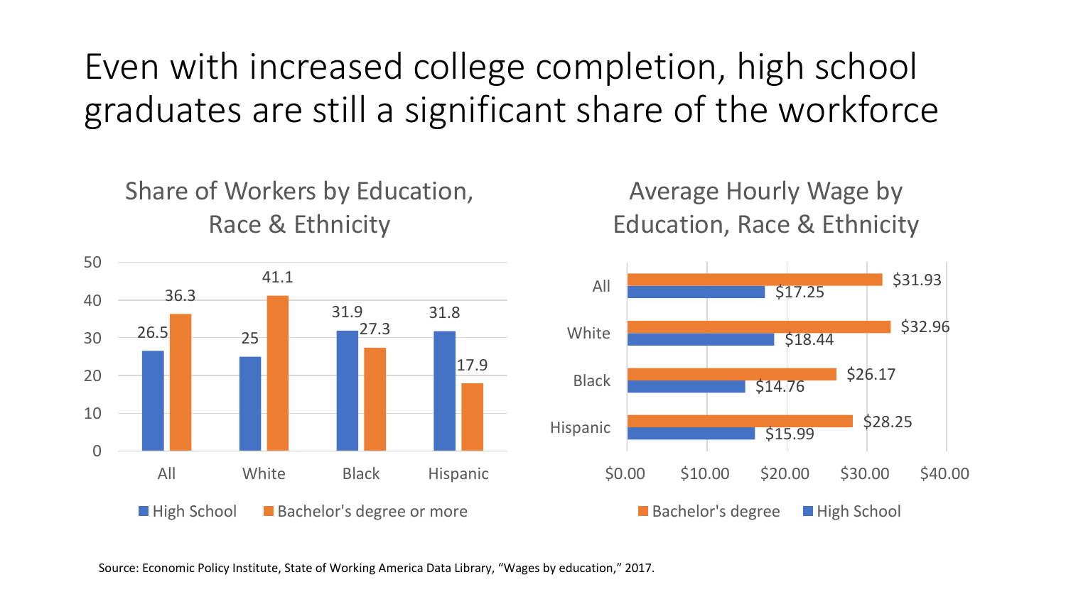# Even with increased college completion, high school graduates are still a significant share of the workforce

## Share of Workers by Education, Race & Ethnicity

| | High School | Bachelor's degree or more |
|---|---|---|
| All | 26.5 | 36.3 |
| White | 25 | 41.1 |
| Black | 31.9 | 27.3 |
| Hispanic | 31.8 | 17.9 |

## Average Hourly Wage by Education, Race & Ethnicity

| | Bachelor's degree | High School |
|---|---|---|
| All | $31.93 | $17.25 |
| White | $32.96 | $18.44 |
| Black | $26.17 | $14.76 |
| Hispanic | $28.25 | $15.99 |

Source: Economic Policy Institute, State of Working America Data Library, "Wages by education," 2017.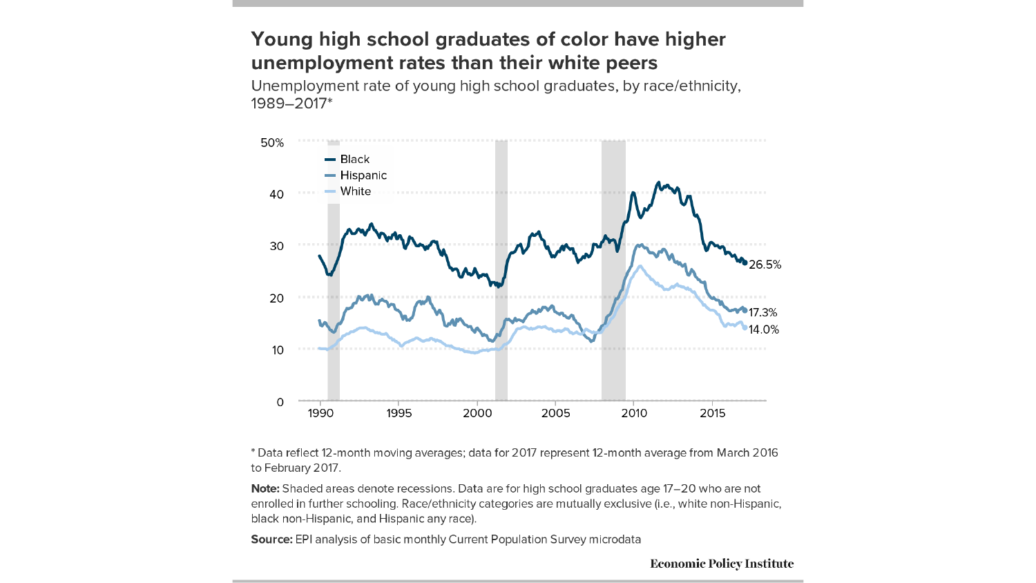## Young high school graduates of color have higher unemployment rates than their white peers

Unemployment rate of young high school graduates, by race/ethnicity, 1989–2017*

* Data reflect 12-month moving averages; data for 2017 represent 12-month average from March 2016 to February 2017.

**Note:** Shaded areas denote recessions. Data are for high school graduates age 17–20 who are not enrolled in further schooling. Race/ethnicity categories are mutually exclusive (i.e., white non-Hispanic, black non-Hispanic, and Hispanic any race).

**Source:** EPI analysis of basic monthly Current Population Survey microdata

Economic Policy Institute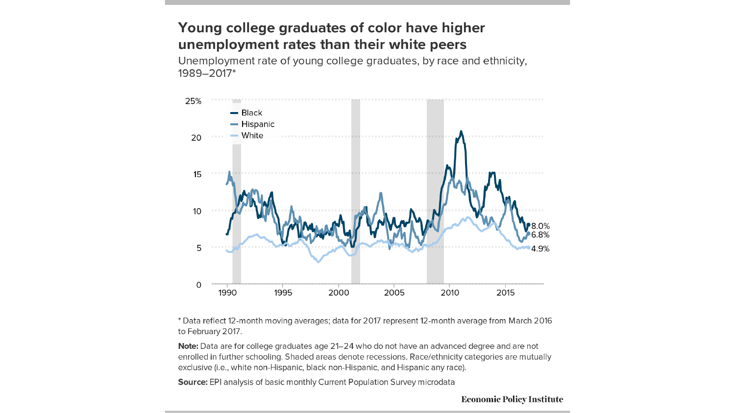## Young college graduates of color have higher unemployment rates than their white peers

Unemployment rate of young college graduates, by race and ethnicity, 1989–2017*

25%
20
15
10
5
0

Black
Hispanic
White

1990
1995
2000
2005
2010
2015

8.0%
6.8%
4.9%

* Data reflect 12-month moving averages; data for 2017 represent 12-month average from March 2016 to February 2017.

**Note:** Data are for college graduates age 21–24 who do not have an advanced degree and are not enrolled in further schooling. Shaded areas denote recessions. Race/ethnicity categories are mutually exclusive (i.e., white non-Hispanic, black non-Hispanic, and Hispanic any race).

**Source:** EPI analysis of basic monthly Current Population Survey microdata

Economic Policy Institute